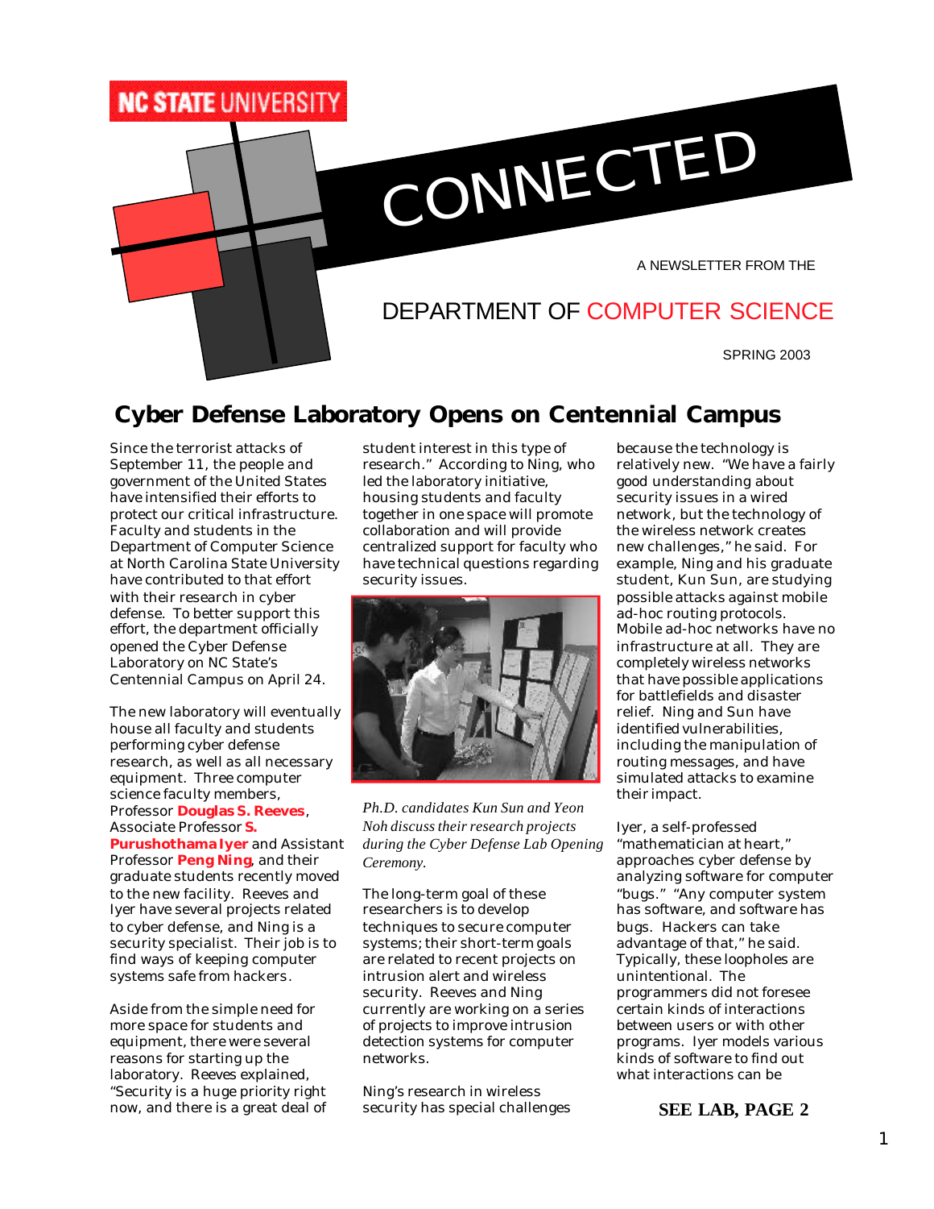NC STATE UNIVERSITY

# CONNECTED

A NEWSLETTER FROM THE

DEPARTMENT OF COMPUTER SCIENCE

SPRING 2003

## Cyber Defense Laboratory Opens on Centennial Campus

Since the terrorist attacks of September 11, the people and government of the United States have intensified their efforts to protect our critical infrastructure. Faculty and students in the Department of Computer Science at North Carolina State University have contributed to that effort with their research in cyber defense. To better support this effort, the department officially opened the Cyber Defense Laboratory on NC State's Centennial Campus on April 24.

The new laboratory will eventually house all faculty and students performing cyber defense research, as well as all necessary equipment. Three computer science faculty members, Professor **Douglas S. Reeves**, Associate Professor **S. Purushothama Iyer** and Assistant Professor **Peng Ning**, and their graduate students recently moved to the new facility. Reeves and Iyer have several projects related to cyber defense, and Ning is a security specialist. Their job is to find ways of keeping computer systems safe from hackers.

Aside from the simple need for more space for students and equipment, there were several reasons for starting up the laboratory. Reeves explained, "Security is a huge priority right now, and there is a great deal of student interest in this type of research." According to Ning, who led the laboratory initiative, housing students and faculty together in one space will promote collaboration and will provide centralized support for faculty who have technical questions regarding security issues.

*Ph.D. candidates Kun Sun and Yeon Noh discuss their research projects during the Cyber Defense Lab Opening Ceremony.*

The long-term goal of these researchers is to develop techniques to secure computer systems; their short-term goals are related to recent projects on intrusion alert and wireless security. Reeves and Ning currently are working on a series of projects to improve intrusion detection systems for computer networks.

Ning's research in wireless security has special challenges because the technology is relatively new. "We have a fairly good understanding about security issues in a wired network, but the technology of the wireless network creates new challenges," he said. For example, Ning and his graduate student, Kun Sun, are studying possible attacks against mobile ad-hoc routing protocols. Mobile ad-hoc networks have no infrastructure at all. They are completely wireless networks that have possible applications for battlefields and disaster relief. Ning and Sun have identified vulnerabilities, including the manipulation of routing messages, and have simulated attacks to examine their impact.

Iyer, a self-professed "mathematician at heart," approaches cyber defense by analyzing software for computer "bugs." "Any computer system has software, and software has bugs. Hackers can take advantage of that," he said. Typically, these loopholes are unintentional. The programmers did not foresee certain kinds of interactions between users or with other programs. Iyer models various kinds of software to find out what interactions can be

**SEE LAB, PAGE 2**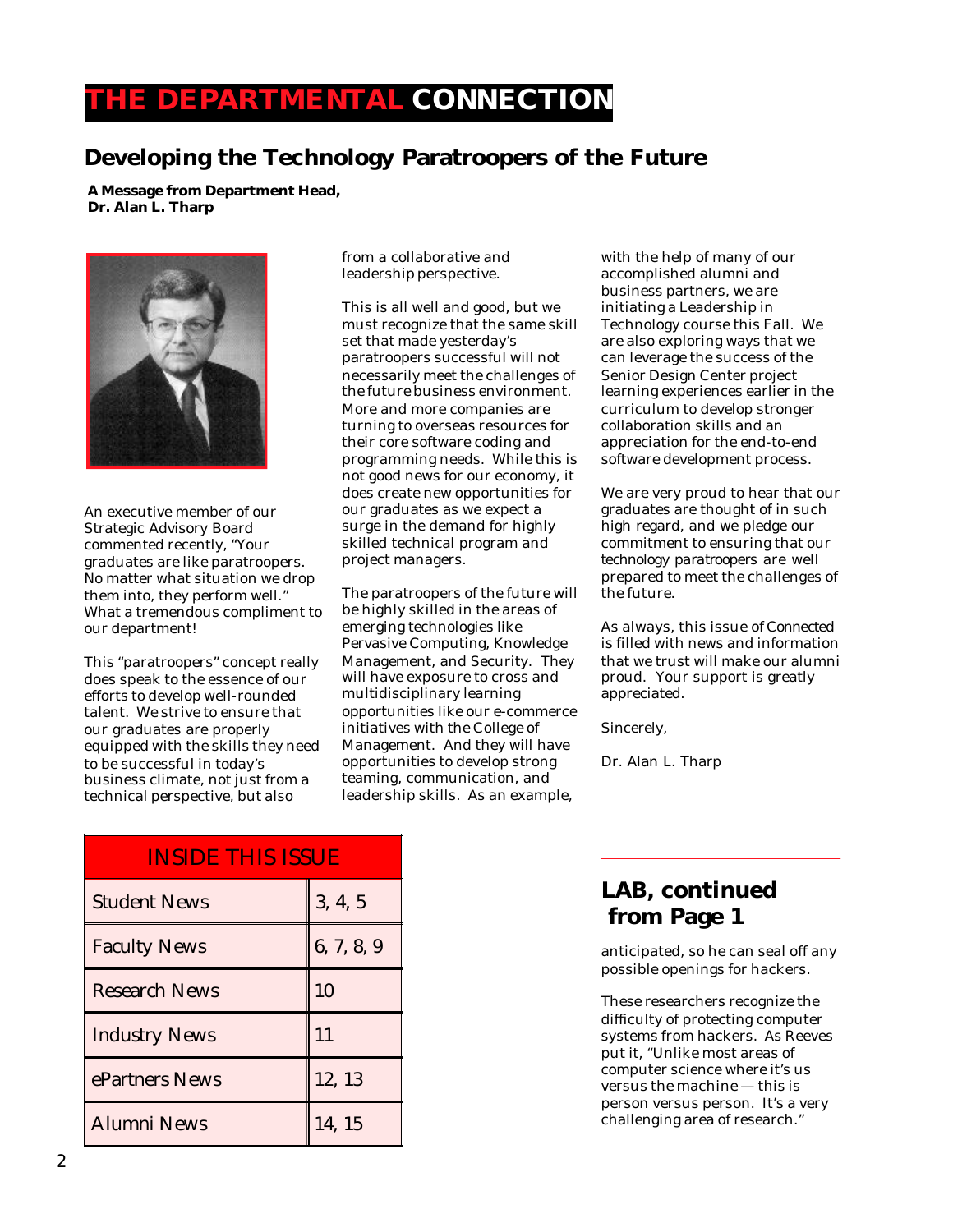# THE DEPARTMENTAL CONNECTION

## Developing the Technology Paratroopers of the Future

**A Message from Department Head, Dr. Alan L. Tharp**

An executive member of our Strategic Advisory Board commented recently, "Your graduates are like paratroopers. No matter what situation we drop them into, they perform well." What a tremendous compliment to our department!

This "paratroopers" concept really does speak to the essence of our efforts to develop well-rounded talent. We strive to ensure that our graduates are properly equipped with the skills they need to be successful in today's business climate, not just from a technical perspective, but also from a collaborative and leadership perspective.

This is all well and good, but we must recognize that the same skill set that made yesterday's paratroopers successful will not necessarily meet the challenges of the future business environment. More and more companies are turning to overseas resources for their core software coding and programming needs. While this is not good news for our economy, it does create new opportunities for our graduates as we expect a surge in the demand for highly skilled technical program and project managers.

The paratroopers of the future will be highly skilled in the areas of emerging technologies like Pervasive Computing, Knowledge Management, and Security. They will have exposure to cross and multidisciplinary learning opportunities like our e-commerce initiatives with the College of Management. And they will have opportunities to develop strong teaming, communication, and leadership skills. As an example, with the help of many of our accomplished alumni and business partners, we are initiating a Leadership in Technology course this Fall. We are also exploring ways that we can leverage the success of the Senior Design Center project learning experiences earlier in the curriculum to develop stronger collaboration skills and an appreciation for the end-to-end software development process.

We are very proud to hear that our graduates are thought of in such high regard, and we pledge our commitment to ensuring that our technology paratroopers are well prepared to meet the challenges of the future.

As always, this issue of Connected is filled with news and information that we trust will make our alumni proud. Your support is greatly appreciated.

Sincerely,

Dr. Alan L. Tharp

| INSIDE THIS ISSUE | |
|---|---|
| Student News | 3, 4, 5 |
| Faculty News | 6, 7, 8, 9 |
| Research News | 10 |
| Industry News | 11 |
| ePartners News | 12, 13 |
| Alumni News | 14, 15 |

## LAB, continued from Page 1

anticipated, so he can seal off any possible openings for hackers.

These researchers recognize the difficulty of protecting computer systems from hackers. As Reeves put it, "Unlike most areas of computer science where it's us versus the machine — this is person versus person. It's a very challenging area of research."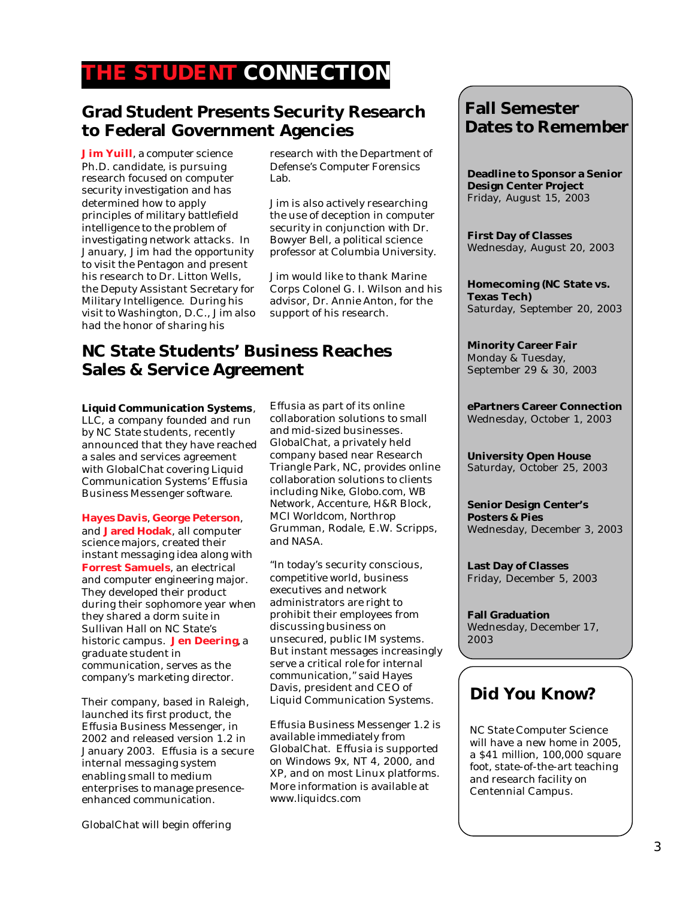# THE STUDENT CONNECTION

## Grad Student Presents Security Research to Federal Government Agencies

**Jim Yuill**, a computer science Ph.D. candidate, is pursuing research focused on computer security investigation and has determined how to apply principles of military battlefield intelligence to the problem of investigating network attacks. In January, Jim had the opportunity to visit the Pentagon and present his research to Dr. Litton Wells, the Deputy Assistant Secretary for Military Intelligence. During his visit to Washington, D.C., Jim also had the honor of sharing his research with the Department of Defense's Computer Forensics Lab.

Jim is also actively researching the use of deception in computer security in conjunction with Dr. Bowyer Bell, a political science professor at Columbia University.

Jim would like to thank Marine Corps Colonel G. I. Wilson and his advisor, Dr. Annie Anton, for the support of his research.

## NC State Students' Business Reaches Sales & Service Agreement

**Liquid Communication Systems**, LLC, a company founded and run by NC State students, recently announced that they have reached a sales and services agreement with GlobalChat covering Liquid Communication Systems' Effusia Business Messenger software.

**Hayes Davis**, **George Peterson**, and **Jared Hodak**, all computer science majors, created their instant messaging idea along with **Forrest Samuels**, an electrical and computer engineering major. They developed their product during their sophomore year when they shared a dorm suite in Sullivan Hall on NC State's historic campus. **Jen Deering**, a graduate student in communication, serves as the company's marketing director.

Their company, based in Raleigh, launched its first product, the Effusia Business Messenger, in 2002 and released version 1.2 in January 2003. Effusia is a secure internal messaging system enabling small to medium enterprises to manage presence-enhanced communication.

GlobalChat will begin offering Effusia as part of its online collaboration solutions to small and mid-sized businesses. GlobalChat, a privately held company based near Research Triangle Park, NC, provides online collaboration solutions to clients including Nike, Globo.com, WB Network, Accenture, H&R Block, MCI Worldcom, Northrop Grumman, Rodale, E.W. Scripps, and NASA.

"In today's security conscious, competitive world, business executives and network administrators are right to prohibit their employees from discussing business on unsecured, public IM systems. But instant messages increasingly serve a critical role for internal communication," said Hayes Davis, president and CEO of Liquid Communication Systems.

Effusia Business Messenger 1.2 is available immediately from GlobalChat. Effusia is supported on Windows 9x, NT 4, 2000, and XP, and on most Linux platforms. More information is available at www.liquidcs.com

## Fall Semester Dates to Remember

**Deadline to Sponsor a Senior Design Center Project**
Friday, August 15, 2003

**First Day of Classes**
Wednesday, August 20, 2003

**Homecoming (NC State vs. Texas Tech)**
Saturday, September 20, 2003

**Minority Career Fair**
Monday & Tuesday, September 29 & 30, 2003

**ePartners Career Connection**
Wednesday, October 1, 2003

**University Open House**
Saturday, October 25, 2003

**Senior Design Center's Posters & Pies**
Wednesday, December 3, 2003

**Last Day of Classes**
Friday, December 5, 2003

**Fall Graduation**
Wednesday, December 17, 2003

## Did You Know?

NC State Computer Science will have a new home in 2005, a $41 million, 100,000 square foot, state-of-the-art teaching and research facility on Centennial Campus.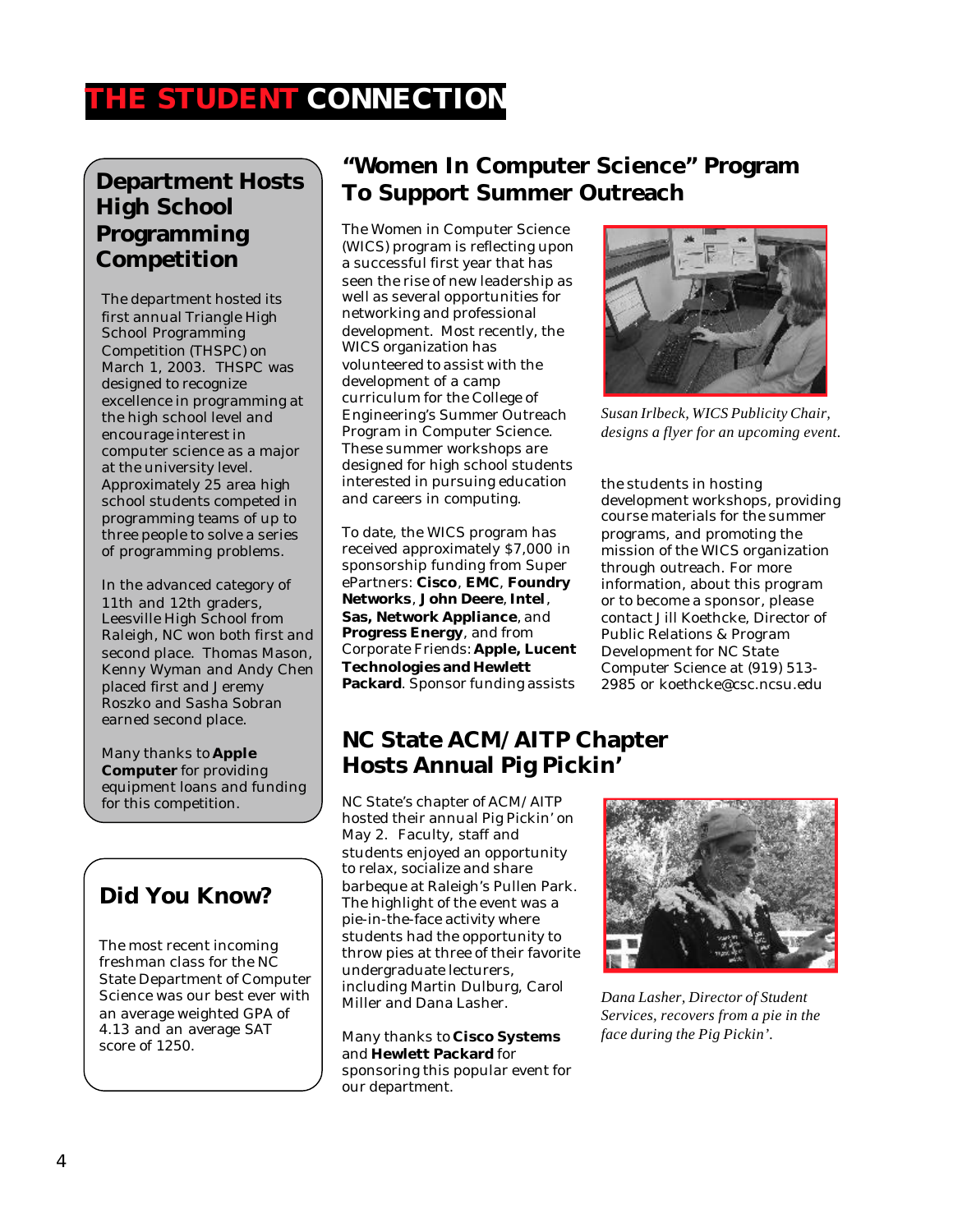# THE STUDENT CONNECTION

## Department Hosts High School Programming Competition

The department hosted its first annual Triangle High School Programming Competition (THSPC) on March 1, 2003. THSPC was designed to recognize excellence in programming at the high school level and encourage interest in computer science as a major at the university level. Approximately 25 area high school students competed in programming teams of up to three people to solve a series of programming problems.

In the advanced category of 11th and 12th graders, Leesville High School from Raleigh, NC won both first and second place. Thomas Mason, Kenny Wyman and Andy Chen placed first and Jeremy Roszko and Sasha Sobran earned second place.

Many thanks to **Apple Computer** for providing equipment loans and funding for this competition.

## Did You Know?

The most recent incoming freshman class for the NC State Department of Computer Science was our best ever with an average weighted GPA of 4.13 and an average SAT score of 1250.

## "Women In Computer Science" Program To Support Summer Outreach

The Women in Computer Science (WICS) program is reflecting upon a successful first year that has seen the rise of new leadership as well as several opportunities for networking and professional development. Most recently, the WICS organization has volunteered to assist with the development of a camp curriculum for the College of Engineering's Summer Outreach Program in Computer Science. These summer workshops are designed for high school students interested in pursuing education and careers in computing.

To date, the WICS program has received approximately $7,000 in sponsorship funding from Super ePartners: **Cisco**, **EMC**, **Foundry Networks**, **John Deere**, **Intel**, **Sas, Network Appliance**, and **Progress Energy**, and from Corporate Friends: **Apple, Lucent Technologies and Hewlett Packard**. Sponsor funding assists the students in hosting development workshops, providing course materials for the summer programs, and promoting the mission of the WICS organization through outreach. For more information, about this program or to become a sponsor, please contact Jill Koethcke, Director of Public Relations & Program Development for NC State Computer Science at (919) 513-2985 or koethcke@csc.ncsu.edu

*Susan Irlbeck, WICS Publicity Chair, designs a flyer for an upcoming event.*

## NC State ACM/AITP Chapter Hosts Annual Pig Pickin'

NC State's chapter of ACM/AITP hosted their annual Pig Pickin' on May 2. Faculty, staff and students enjoyed an opportunity to relax, socialize and share barbeque at Raleigh's Pullen Park. The highlight of the event was a pie-in-the-face activity where students had the opportunity to throw pies at three of their favorite undergraduate lecturers, including Martin Dulburg, Carol Miller and Dana Lasher.

Many thanks to **Cisco Systems** and **Hewlett Packard** for sponsoring this popular event for our department.

*Dana Lasher, Director of Student Services, recovers from a pie in the face during the Pig Pickin'.*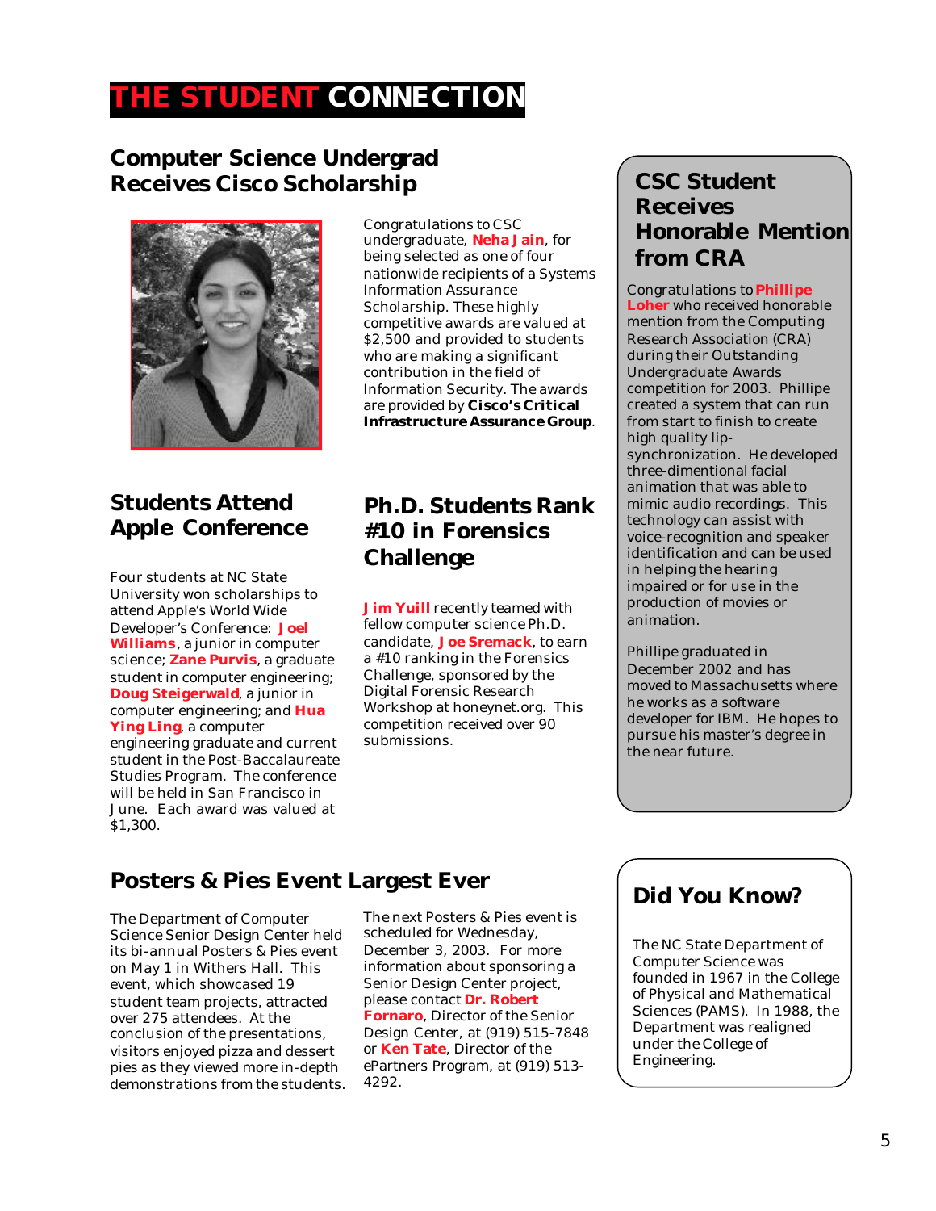# THE STUDENT CONNECTION

## Computer Science Undergrad Receives Cisco Scholarship

Congratulations to CSC undergraduate, **Neha Jain**, for being selected as one of four nationwide recipients of a Systems Information Assurance Scholarship. These highly competitive awards are valued at $2,500 and provided to students who are making a significant contribution in the field of Information Security. The awards are provided by **Cisco's Critical Infrastructure Assurance Group**.

## Students Attend Apple Conference

Four students at NC State University won scholarships to attend Apple's World Wide Developer's Conference: **Joel Williams**, a junior in computer science; **Zane Purvis**, a graduate student in computer engineering; **Doug Steigerwald**, a junior in computer engineering; and **Hua Ying Ling**, a computer engineering graduate and current student in the Post-Baccalaureate Studies Program. The conference will be held in San Francisco in June. Each award was valued at $1,300.

## Ph.D. Students Rank #10 in Forensics Challenge

**Jim Yuill** recently teamed with fellow computer science Ph.D. candidate, **Joe Sremack**, to earn a #10 ranking in the Forensics Challenge, sponsored by the Digital Forensic Research Workshop at honeynet.org. This competition received over 90 submissions.

## CSC Student Receives Honorable Mention from CRA

Congratulations to **Phillipe Loher** who received honorable mention from the Computing Research Association (CRA) during their Outstanding Undergraduate Awards competition for 2003. Phillipe created a system that can run from start to finish to create high quality lip-synchronization. He developed three-dimentional facial animation that was able to mimic audio recordings. This technology can assist with voice-recognition and speaker identification and can be used in helping the hearing impaired or for use in the production of movies or animation.

Phillipe graduated in December 2002 and has moved to Massachusetts where he works as a software developer for IBM. He hopes to pursue his master's degree in the near future.

## Posters & Pies Event Largest Ever

The Department of Computer Science Senior Design Center held its bi-annual Posters & Pies event on May 1 in Withers Hall. This event, which showcased 19 student team projects, attracted over 275 attendees. At the conclusion of the presentations, visitors enjoyed pizza and dessert pies as they viewed more in-depth demonstrations from the students.

The next Posters & Pies event is scheduled for Wednesday, December 3, 2003. For more information about sponsoring a Senior Design Center project, please contact **Dr. Robert Fornaro**, Director of the Senior Design Center, at (919) 515-7848 or **Ken Tate**, Director of the ePartners Program, at (919) 513-4292.

## Did You Know?

The NC State Department of Computer Science was founded in 1967 in the College of Physical and Mathematical Sciences (PAMS). In 1988, the Department was realigned under the College of Engineering.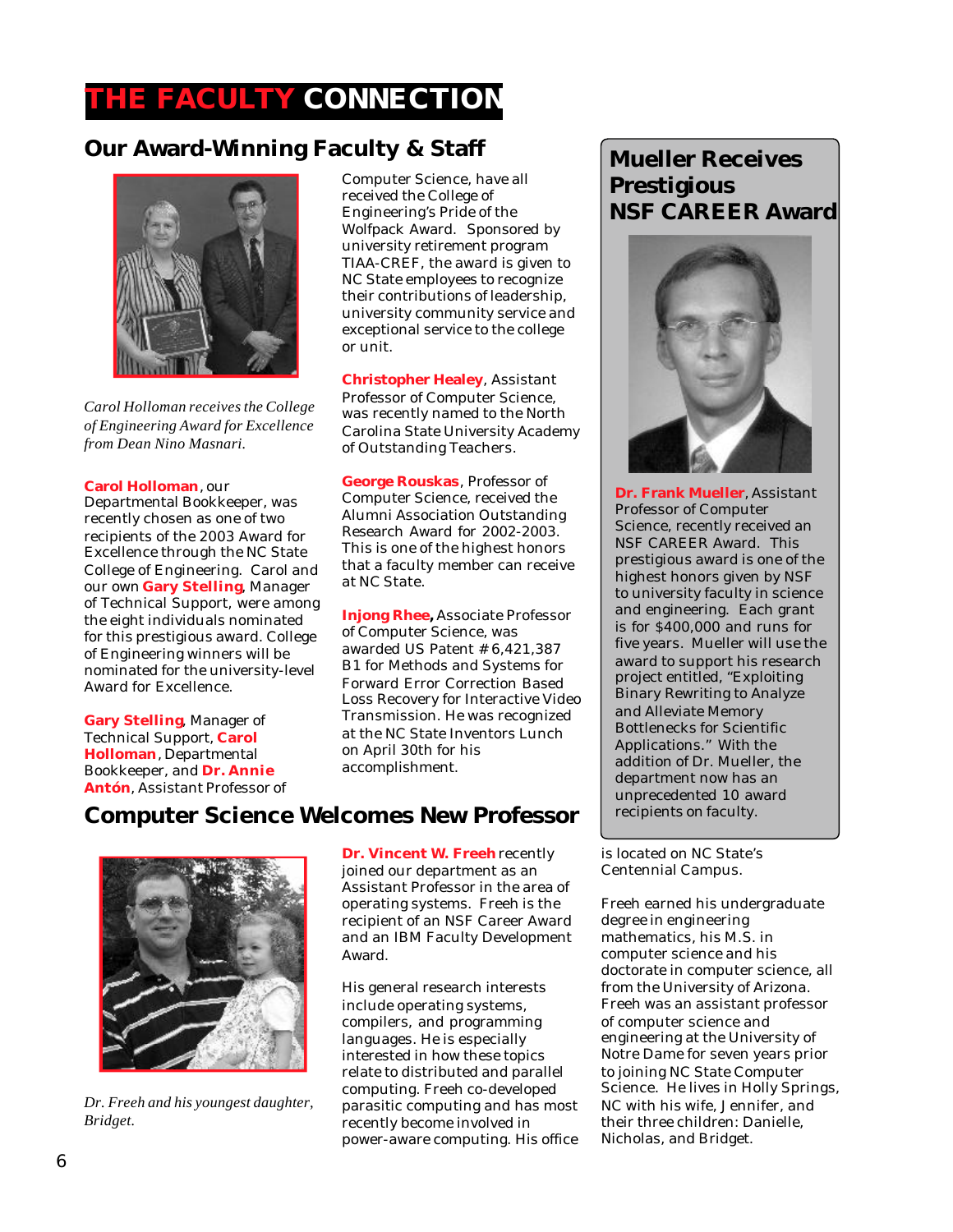# THE FACULTY CONNECTION

## Our Award-Winning Faculty & Staff

*Carol Holloman receives the College of Engineering Award for Excellence from Dean Nino Masnari.*

**Carol Holloman**, our Departmental Bookkeeper, was recently chosen as one of two recipients of the 2003 Award for Excellence through the NC State College of Engineering. Carol and our own **Gary Stelling**, Manager of Technical Support, were among the eight individuals nominated for this prestigious award. College of Engineering winners will be nominated for the university-level Award for Excellence.

**Gary Stelling**, Manager of Technical Support, **Carol Holloman**, Departmental Bookkeeper, and **Dr. Annie Antón**, Assistant Professor of Computer Science, have all received the College of Engineering's Pride of the Wolfpack Award. Sponsored by university retirement program TIAA-CREF, the award is given to NC State employees to recognize their contributions of leadership, university community service and exceptional service to the college or unit.

**Christopher Healey**, Assistant Professor of Computer Science, was recently named to the North Carolina State University Academy of Outstanding Teachers.

**George Rouskas**, Professor of Computer Science, received the Alumni Association Outstanding Research Award for 2002-2003. This is one of the highest honors that a faculty member can receive at NC State.

**Injong Rhee,** Associate Professor of Computer Science, was awarded US Patent # 6,421,387 B1 for Methods and Systems for Forward Error Correction Based Loss Recovery for Interactive Video Transmission. He was recognized at the NC State Inventors Lunch on April 30th for his accomplishment.

## Mueller Receives Prestigious NSF CAREER Award

**Dr. Frank Mueller**, Assistant Professor of Computer Science, recently received an NSF CAREER Award. This prestigious award is one of the highest honors given by NSF to university faculty in science and engineering. Each grant is for $400,000 and runs for five years. Mueller will use the award to support his research project entitled, "Exploiting Binary Rewriting to Analyze and Alleviate Memory Bottlenecks for Scientific Applications." With the addition of Dr. Mueller, the department now has an unprecedented 10 award recipients on faculty.

## Computer Science Welcomes New Professor

*Dr. Freeh and his youngest daughter, Bridget.*

**Dr. Vincent W. Freeh** recently joined our department as an Assistant Professor in the area of operating systems. Freeh is the recipient of an NSF Career Award and an IBM Faculty Development Award.

His general research interests include operating systems, compilers, and programming languages. He is especially interested in how these topics relate to distributed and parallel computing. Freeh co-developed parasitic computing and has most recently become involved in power-aware computing. His office is located on NC State's Centennial Campus.

Freeh earned his undergraduate degree in engineering mathematics, his M.S. in computer science and his doctorate in computer science, all from the University of Arizona. Freeh was an assistant professor of computer science and engineering at the University of Notre Dame for seven years prior to joining NC State Computer Science. He lives in Holly Springs, NC with his wife, Jennifer, and their three children: Danielle, Nicholas, and Bridget.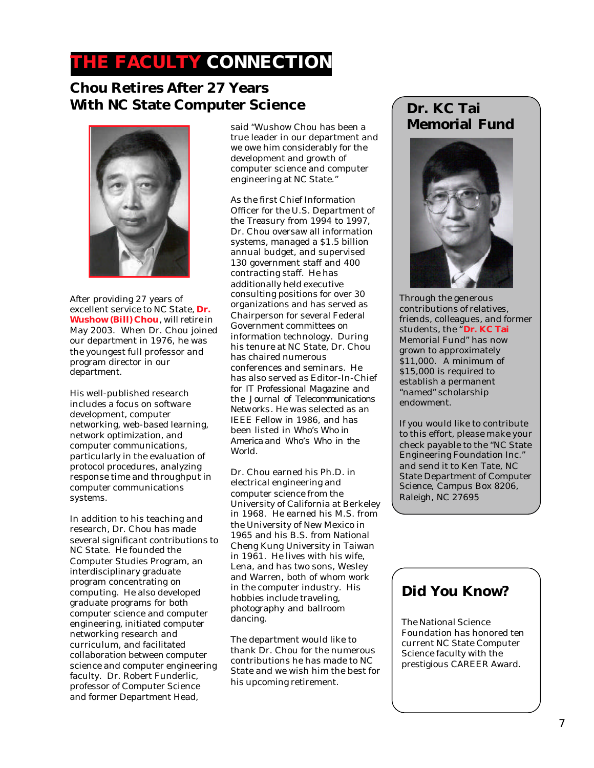# THE FACULTY CONNECTION

## Chou Retires After 27 Years With NC State Computer Science

After providing 27 years of excellent service to NC State, **Dr. Wushow (Bill) Chou**, will retire in May 2003. When Dr. Chou joined our department in 1976, he was the youngest full professor and program director in our department.

His well-published research includes a focus on software development, computer networking, web-based learning, network optimization, and computer communications, particularly in the evaluation of protocol procedures, analyzing response time and throughput in computer communications systems.

In addition to his teaching and research, Dr. Chou has made several significant contributions to NC State. He founded the Computer Studies Program, an interdisciplinary graduate program concentrating on computing. He also developed graduate programs for both computer science and computer engineering, initiated computer networking research and curriculum, and facilitated collaboration between computer science and computer engineering faculty. Dr. Robert Funderlic, professor of Computer Science and former Department Head, said "Wushow Chou has been a true leader in our department and we owe him considerably for the development and growth of computer science and computer engineering at NC State."

As the first Chief Information Officer for the U.S. Department of the Treasury from 1994 to 1997, Dr. Chou oversaw all information systems, managed a $1.5 billion annual budget, and supervised 130 government staff and 400 contracting staff. He has additionally held executive consulting positions for over 30 organizations and has served as Chairperson for several Federal Government committees on information technology. During his tenure at NC State, Dr. Chou has chaired numerous conferences and seminars. He has also served as Editor-In-Chief for *IT Professional Magazine* and the *Journal of Telecommunications Networks*. He was selected as an IEEE Fellow in 1986, and has been listed in *Who's Who in America* and *Who's Who in the World*.

Dr. Chou earned his Ph.D. in electrical engineering and computer science from the University of California at Berkeley in 1968. He earned his M.S. from the University of New Mexico in 1965 and his B.S. from National Cheng Kung University in Taiwan in 1961. He lives with his wife, Lena, and has two sons, Wesley and Warren, both of whom work in the computer industry. His hobbies include traveling, photography and ballroom dancing.

The department would like to thank Dr. Chou for the numerous contributions he has made to NC State and we wish him the best for his upcoming retirement.

## Dr. KC Tai Memorial Fund

Through the generous contributions of relatives, friends, colleagues, and former students, the "**Dr. KC Tai** Memorial Fund" has now grown to approximately $11,000. A minimum of $15,000 is required to establish a permanent "named" scholarship endowment.

If you would like to contribute to this effort, please make your check payable to the "NC State Engineering Foundation Inc." and send it to Ken Tate, NC State Department of Computer Science, Campus Box 8206, Raleigh, NC 27695

## Did You Know?

The National Science Foundation has honored ten current NC State Computer Science faculty with the prestigious CAREER Award.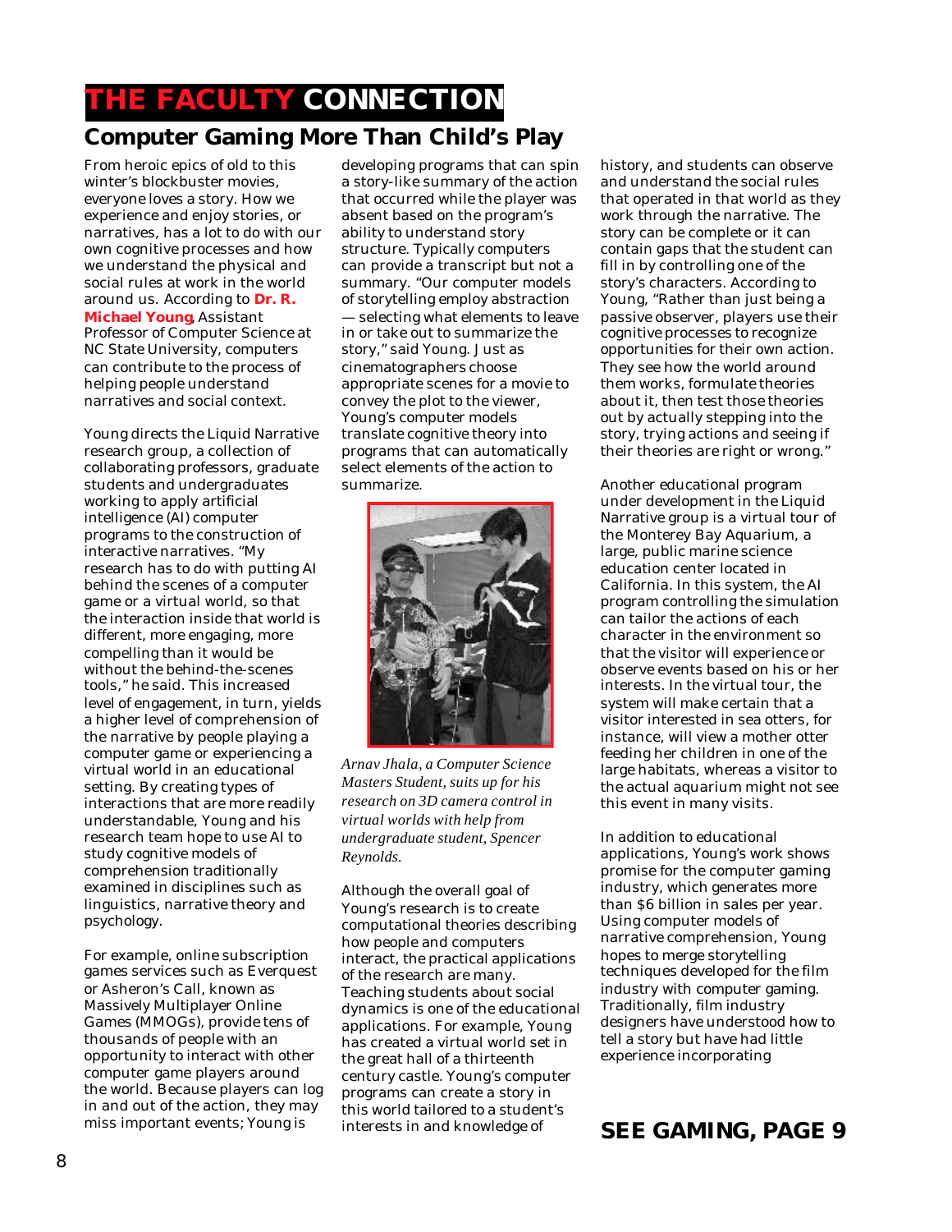# THE FACULTY CONNECTION

## Computer Gaming More Than Child's Play

From heroic epics of old to this winter's blockbuster movies, everyone loves a story. How we experience and enjoy stories, or narratives, has a lot to do with our own cognitive processes and how we understand the physical and social rules at work in the world around us. According to **Dr. R. Michael Young**, Assistant Professor of Computer Science at NC State University, computers can contribute to the process of helping people understand narratives and social context.

Young directs the Liquid Narrative research group, a collection of collaborating professors, graduate students and undergraduates working to apply artificial intelligence (AI) computer programs to the construction of interactive narratives. "My research has to do with putting AI behind the scenes of a computer game or a virtual world, so that the interaction inside that world is different, more engaging, more compelling than it would be without the behind-the-scenes tools," he said. This increased level of engagement, in turn, yields a higher level of comprehension of the narrative by people playing a computer game or experiencing a virtual world in an educational setting. By creating types of interactions that are more readily understandable, Young and his research team hope to use AI to study cognitive models of comprehension traditionally examined in disciplines such as linguistics, narrative theory and psychology.

For example, online subscription games services such as Everquest or Asheron's Call, known as Massively Multiplayer Online Games (MMOGs), provide tens of thousands of people with an opportunity to interact with other computer game players around the world. Because players can log in and out of the action, they may miss important events; Young is developing programs that can spin a story-like summary of the action that occurred while the player was absent based on the program's ability to understand story structure. Typically computers can provide a transcript but not a summary. "Our computer models of storytelling employ abstraction — selecting what elements to leave in or take out to summarize the story," said Young. Just as cinematographers choose appropriate scenes for a movie to convey the plot to the viewer, Young's computer models translate cognitive theory into programs that can automatically select elements of the action to summarize.

*Arnav Jhala, a Computer Science Masters Student, suits up for his research on 3D camera control in virtual worlds with help from undergraduate student, Spencer Reynolds.*

Although the overall goal of Young's research is to create computational theories describing how people and computers interact, the practical applications of the research are many. Teaching students about social dynamics is one of the educational applications. For example, Young has created a virtual world set in the great hall of a thirteenth century castle. Young's computer programs can create a story in this world tailored to a student's interests in and knowledge of history, and students can observe and understand the social rules that operated in that world as they work through the narrative. The story can be complete or it can contain gaps that the student can fill in by controlling one of the story's characters. According to Young, "Rather than just being a passive observer, players use their cognitive processes to recognize opportunities for their own action. They see how the world around them works, formulate theories about it, then test those theories out by actually stepping into the story, trying actions and seeing if their theories are right or wrong."

Another educational program under development in the Liquid Narrative group is a virtual tour of the Monterey Bay Aquarium, a large, public marine science education center located in California. In this system, the AI program controlling the simulation can tailor the actions of each character in the environment so that the visitor will experience or observe events based on his or her interests. In the virtual tour, the system will make certain that a visitor interested in sea otters, for instance, will view a mother otter feeding her children in one of the large habitats, whereas a visitor to the actual aquarium might not see this event in many visits.

In addition to educational applications, Young's work shows promise for the computer gaming industry, which generates more than $6 billion in sales per year. Using computer models of narrative comprehension, Young hopes to merge storytelling techniques developed for the film industry with computer gaming. Traditionally, film industry designers have understood how to tell a story but have had little experience incorporating

**SEE GAMING, PAGE 9**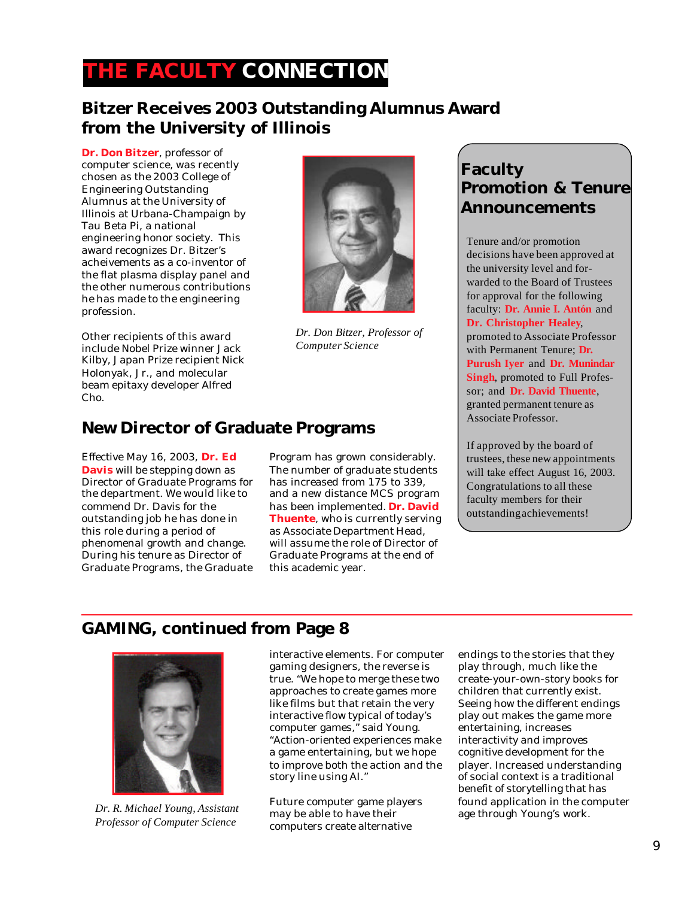# THE FACULTY CONNECTION

## Bitzer Receives 2003 Outstanding Alumnus Award from the University of Illinois

**Dr. Don Bitzer**, professor of computer science, was recently chosen as the 2003 College of Engineering Outstanding Alumnus at the University of Illinois at Urbana-Champaign by Tau Beta Pi, a national engineering honor society. This award recognizes Dr. Bitzer's acheivements as a co-inventor of the flat plasma display panel and the other numerous contributions he has made to the engineering profession.

Other recipients of this award include Nobel Prize winner Jack Kilby, Japan Prize recipient Nick Holonyak, Jr., and molecular beam epitaxy developer Alfred Cho.

*Dr. Don Bitzer, Professor of Computer Science*

## Faculty Promotion & Tenure Announcements

Tenure and/or promotion decisions have been approved at the university level and forwarded to the Board of Trustees for approval for the following faculty: **Dr. Annie I. Antón** and **Dr. Christopher Healey**, promoted to Associate Professor with Permanent Tenure; **Dr. Purush Iyer** and **Dr. Munindar Singh**, promoted to Full Professor; and **Dr. David Thuente**, granted permanent tenure as Associate Professor.

If approved by the board of trustees, these new appointments will take effect August 16, 2003. Congratulations to all these faculty members for their outstanding achievements!

## New Director of Graduate Programs

Effective May 16, 2003, **Dr. Ed Davis** will be stepping down as Director of Graduate Programs for the department. We would like to commend Dr. Davis for the outstanding job he has done in this role during a period of phenomenal growth and change. During his tenure as Director of Graduate Programs, the Graduate Program has grown considerably. The number of graduate students has increased from 175 to 339, and a new distance MCS program has been implemented. **Dr. David Thuente**, who is currently serving as Associate Department Head, will assume the role of Director of Graduate Programs at the end of this academic year.

## GAMING, continued from Page 8

*Dr. R. Michael Young, Assistant Professor of Computer Science*

interactive elements. For computer gaming designers, the reverse is true. "We hope to merge these two approaches to create games more like films but that retain the very interactive flow typical of today's computer games," said Young. "Action-oriented experiences make a game entertaining, but we hope to improve both the action and the story line using AI."

Future computer game players may be able to have their computers create alternative endings to the stories that they play through, much like the create-your-own-story books for children that currently exist. Seeing how the different endings play out makes the game more entertaining, increases interactivity and improves cognitive development for the player. Increased understanding of social context is a traditional benefit of storytelling that has found application in the computer age through Young's work.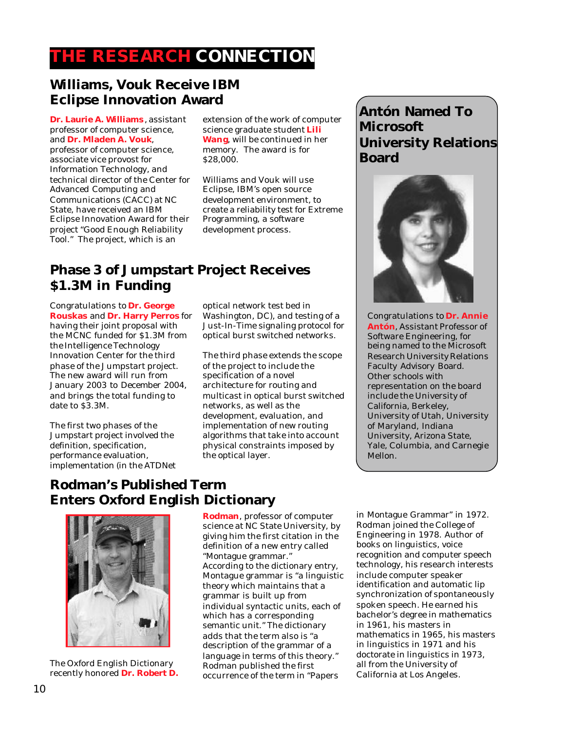# THE RESEARCH CONNECTION

## Williams, Vouk Receive IBM Eclipse Innovation Award

**Dr. Laurie A. Williams**, assistant professor of computer science, and **Dr. Mladen A. Vouk**, professor of computer science, associate vice provost for Information Technology, and technical director of the Center for Advanced Computing and Communications (CACC) at NC State, have received an IBM Eclipse Innovation Award for their project "Good Enough Reliability Tool." The project, which is an extension of the work of computer science graduate student **Lili Wang**, will be continued in her memory. The award is for $28,000.

Williams and Vouk will use Eclipse, IBM's open source development environment, to create a reliability test for Extreme Programming, a software development process.

## Phase 3 of Jumpstart Project Receives $1.3M in Funding

Congratulations to **Dr. George Rouskas** and **Dr. Harry Perros** for having their joint proposal with the MCNC funded for $1.3M from the Intelligence Technology Innovation Center for the third phase of the Jumpstart project. The new award will run from January 2003 to December 2004, and brings the total funding to date to $3.3M.

The first two phases of the Jumpstart project involved the definition, specification, performance evaluation, implementation (in the ATDNet optical network test bed in Washington, DC), and testing of a Just-In-Time signaling protocol for optical burst switched networks.

The third phase extends the scope of the project to include the specification of a novel architecture for routing and multicast in optical burst switched networks, as well as the development, evaluation, and implementation of new routing algorithms that take into account physical constraints imposed by the optical layer.

## Antón Named To Microsoft University Relations Board

Congratulations to **Dr. Annie Antón**, Assistant Professor of Software Engineering, for being named to the Microsoft Research University Relations Faculty Advisory Board. Other schools with representation on the board include the University of California, Berkeley, University of Utah, University of Maryland, Indiana University, Arizona State, Yale, Columbia, and Carnegie Mellon.

## Rodman's Published Term Enters Oxford English Dictionary

The Oxford English Dictionary recently honored **Dr. Robert D. Rodman**, professor of computer science at NC State University, by giving him the first citation in the definition of a new entry called "Montague grammar." According to the dictionary entry, Montague grammar is "a linguistic theory which maintains that a grammar is built up from individual syntactic units, each of which has a corresponding semantic unit." The dictionary adds that the term also is "a description of the grammar of a language in terms of this theory." Rodman published the first occurrence of the term in "Papers in Montague Grammar" in 1972. Rodman joined the College of Engineering in 1978. Author of books on linguistics, voice recognition and computer speech technology, his research interests include computer speaker identification and automatic lip synchronization of spontaneously spoken speech. He earned his bachelor's degree in mathematics in 1961, his masters in mathematics in 1965, his masters in linguistics in 1971 and his doctorate in linguistics in 1973, all from the University of California at Los Angeles.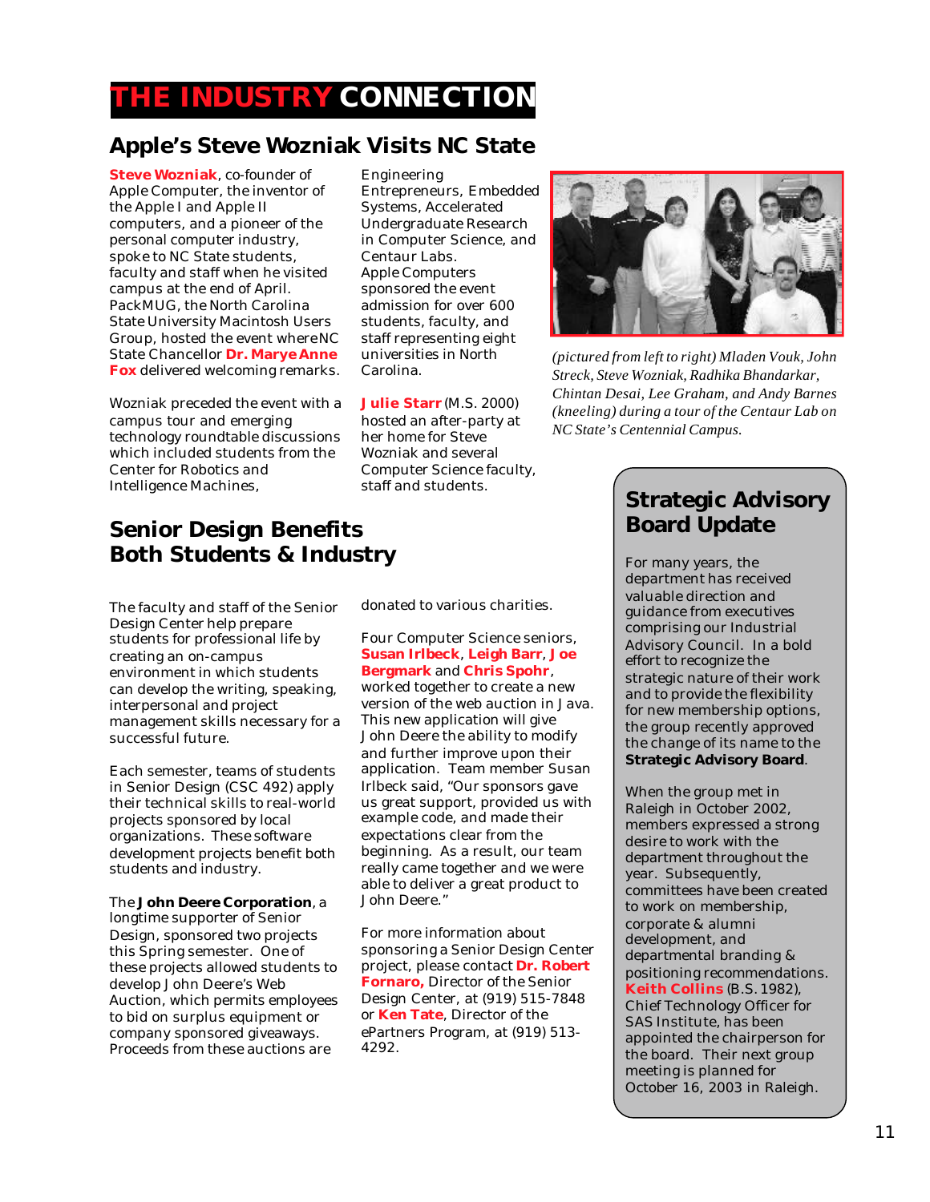# THE INDUSTRY CONNECTION

## Apple's Steve Wozniak Visits NC State

**Steve Wozniak**, co-founder of Apple Computer, the inventor of the Apple I and Apple II computers, and a pioneer of the personal computer industry, spoke to NC State students, faculty and staff when he visited campus at the end of April. PackMUG, the North Carolina State University Macintosh Users Group, hosted the event where NC State Chancellor **Dr. Marye Anne Fox** delivered welcoming remarks.

Wozniak preceded the event with a campus tour and emerging technology roundtable discussions which included students from the Center for Robotics and Intelligence Machines, Engineering Entrepreneurs, Embedded Systems, Accelerated Undergraduate Research in Computer Science, and Centaur Labs. Apple Computers sponsored the event admission for over 600 students, faculty, and staff representing eight universities in North Carolina.

**Julie Starr** (M.S. 2000) hosted an after-party at her home for Steve Wozniak and several Computer Science faculty, staff and students.

*(pictured from left to right) Mladen Vouk, John Streck, Steve Wozniak, Radhika Bhandarkar, Chintan Desai, Lee Graham, and Andy Barnes (kneeling) during a tour of the Centaur Lab on NC State's Centennial Campus.*

## Senior Design Benefits Both Students & Industry

The faculty and staff of the Senior Design Center help prepare students for professional life by creating an on-campus environment in which students can develop the writing, speaking, interpersonal and project management skills necessary for a successful future.

Each semester, teams of students in Senior Design (CSC 492) apply their technical skills to real-world projects sponsored by local organizations. These software development projects benefit both students and industry.

The **John Deere Corporation**, a longtime supporter of Senior Design, sponsored two projects this Spring semester. One of these projects allowed students to develop John Deere's Web Auction, which permits employees to bid on surplus equipment or company sponsored giveaways. Proceeds from these auctions are donated to various charities.

Four Computer Science seniors, **Susan Irlbeck**, **Leigh Barr**, **Joe Bergmark** and **Chris Spohr**, worked together to create a new version of the web auction in Java. This new application will give John Deere the ability to modify and further improve upon their application. Team member Susan Irlbeck said, "Our sponsors gave us great support, provided us with example code, and made their expectations clear from the beginning. As a result, our team really came together and we were able to deliver a great product to John Deere."

For more information about sponsoring a Senior Design Center project, please contact **Dr. Robert Fornaro,** Director of the Senior Design Center, at (919) 515-7848 or **Ken Tate**, Director of the ePartners Program, at (919) 513-4292.

## Strategic Advisory Board Update

For many years, the department has received valuable direction and guidance from executives comprising our Industrial Advisory Council. In a bold effort to recognize the strategic nature of their work and to provide the flexibility for new membership options, the group recently approved the change of its name to the **Strategic Advisory Board**.

When the group met in Raleigh in October 2002, members expressed a strong desire to work with the department throughout the year. Subsequently, committees have been created to work on membership, corporate & alumni development, and departmental branding & positioning recommendations. **Keith Collins** (B.S. 1982), Chief Technology Officer for SAS Institute, has been appointed the chairperson for the board. Their next group meeting is planned for October 16, 2003 in Raleigh.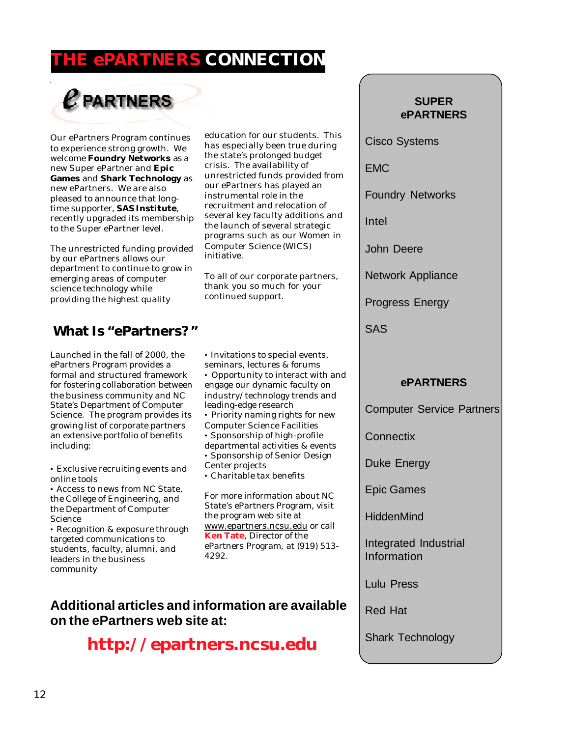# THE ePARTNERS CONNECTION

ePARTNERS

Our ePartners Program continues to experience strong growth. We welcome **Foundry Networks** as a new Super ePartner and **Epic Games** and **Shark Technology** as new ePartners. We are also pleased to announce that long-time supporter, **SAS Institute**, recently upgraded its membership to the Super ePartner level.

The unrestricted funding provided by our ePartners allows our department to continue to grow in emerging areas of computer science technology while providing the highest quality education for our students. This has especially been true during the state's prolonged budget crisis. The availability of unrestricted funds provided from our ePartners has played an instrumental role in the recruitment and relocation of several key faculty additions and the launch of several strategic programs such as our Women in Computer Science (WICS) initiative.

To all of our corporate partners, thank you so much for your continued support.

## What Is "ePartners?"

Launched in the fall of 2000, the ePartners Program provides a formal and structured framework for fostering collaboration between the business community and NC State's Department of Computer Science. The program provides its growing list of corporate partners an extensive portfolio of benefits including:

- Exclusive recruiting events and online tools
- Access to news from NC State, the College of Engineering, and the Department of Computer Science
- Recognition & exposure through targeted communications to students, faculty, alumni, and leaders in the business community
- Invitations to special events, seminars, lectures & forums
- Opportunity to interact with and engage our dynamic faculty on industry/technology trends and leading-edge research
- Priority naming rights for new Computer Science Facilities
- Sponsorship of high-profile departmental activities & events
- Sponsorship of Senior Design Center projects
- Charitable tax benefits

For more information about NC State's ePartners Program, visit the program web site at www.epartners.ncsu.edu or call **Ken Tate**, Director of the ePartners Program, at (919) 513-4292.

**Additional articles and information are available on the ePartners web site at:**

**http://epartners.ncsu.edu**

### SUPER ePARTNERS

Cisco Systems

EMC

Foundry Networks

Intel

John Deere

Network Appliance

Progress Energy

SAS

### ePARTNERS

Computer Service Partners

Connectix

Duke Energy

Epic Games

HiddenMind

Integrated Industrial Information

Lulu Press

Red Hat

Shark Technology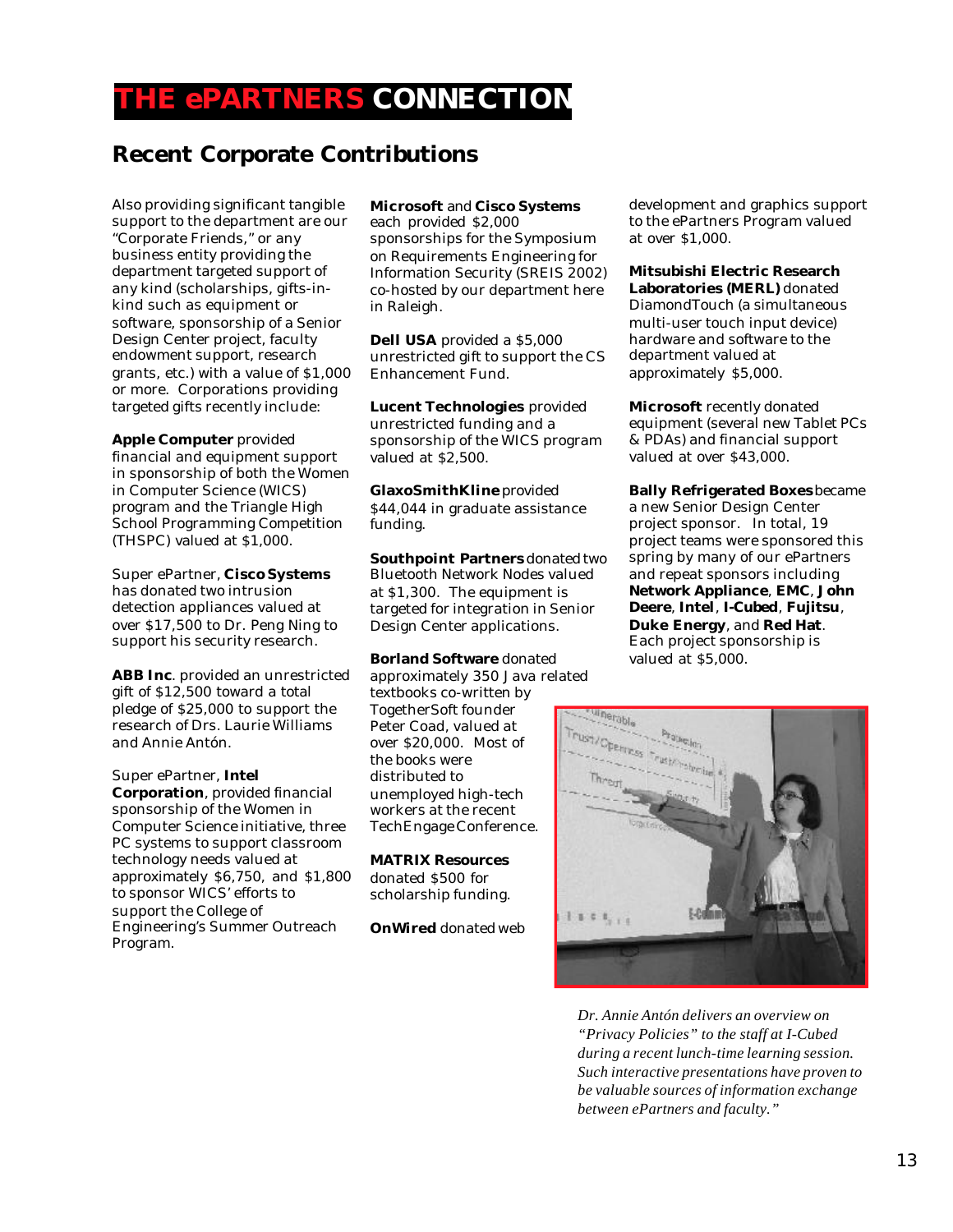# THE ePARTNERS CONNECTION

## Recent Corporate Contributions

Also providing significant tangible support to the department are our "Corporate Friends," or any business entity providing the department targeted support of any kind (scholarships, gifts-in-kind such as equipment or software, sponsorship of a Senior Design Center project, faculty endowment support, research grants, etc.) with a value of $1,000 or more. Corporations providing targeted gifts recently include:

**Apple Computer** provided financial and equipment support in sponsorship of both the Women in Computer Science (WICS) program and the Triangle High School Programming Competition (THSPC) valued at $1,000.

Super ePartner, **Cisco Systems** has donated two intrusion detection appliances valued at over $17,500 to Dr. Peng Ning to support his security research.

**ABB Inc**. provided an unrestricted gift of $12,500 toward a total pledge of $25,000 to support the research of Drs. Laurie Williams and Annie Antón.

Super ePartner, **Intel Corporation**, provided financial sponsorship of the Women in Computer Science initiative, three PC systems to support classroom technology needs valued at approximately $6,750, and $1,800 to sponsor WICS' efforts to support the College of Engineering's Summer Outreach Program.

**Microsoft** and **Cisco Systems** each provided $2,000 sponsorships for the Symposium on Requirements Engineering for Information Security (SREIS 2002) co-hosted by our department here in Raleigh.

**Dell USA** provided a $5,000 unrestricted gift to support the CS Enhancement Fund.

**Lucent Technologies** provided unrestricted funding and a sponsorship of the WICS program valued at $2,500.

**GlaxoSmithKline** provided $44,044 in graduate assistance funding.

**Southpoint Partners** donated two Bluetooth Network Nodes valued at $1,300. The equipment is targeted for integration in Senior Design Center applications.

**Borland Software** donated approximately 350 Java related textbooks co-written by TogetherSoft founder Peter Coad, valued at over $20,000. Most of the books were distributed to unemployed high-tech workers at the recent TechEngage Conference.

**MATRIX Resources** donated $500 for scholarship funding.

**OnWired** donated web development and graphics support to the ePartners Program valued at over $1,000.

**Mitsubishi Electric Research Laboratories (MERL)** donated DiamondTouch (a simultaneous multi-user touch input device) hardware and software to the department valued at approximately $5,000.

**Microsoft** recently donated equipment (several new Tablet PCs & PDAs) and financial support valued at over $43,000.

**Bally Refrigerated Boxes** became a new Senior Design Center project sponsor. In total, 19 project teams were sponsored this spring by many of our ePartners and repeat sponsors including **Network Appliance**, **EMC**, **John Deere**, **Intel**, **I-Cubed**, **Fujitsu**, **Duke Energy**, and **Red Hat**. Each project sponsorship is valued at $5,000.

*Dr. Annie Antón delivers an overview on "Privacy Policies" to the staff at I-Cubed during a recent lunch-time learning session. Such interactive presentations have proven to be valuable sources of information exchange between ePartners and faculty."*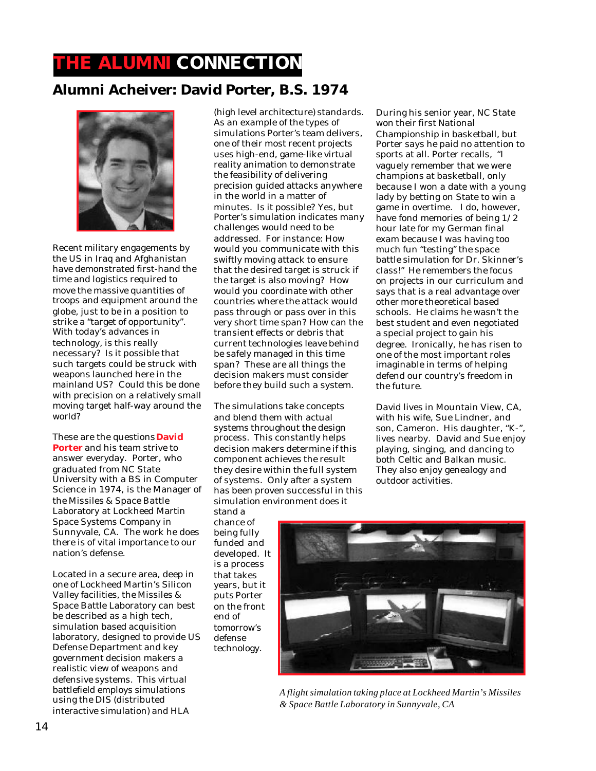# THE ALUMNI CONNECTION

## Alumni Acheiver: David Porter, B.S. 1974

Recent military engagements by the US in Iraq and Afghanistan have demonstrated first-hand the time and logistics required to move the massive quantities of troops and equipment around the globe, just to be in a position to strike a "target of opportunity". With today's advances in technology, is this really necessary? Is it possible that such targets could be struck with weapons launched here in the mainland US? Could this be done with precision on a relatively small moving target half-way around the world?

These are the questions **David Porter** and his team strive to answer everyday. Porter, who graduated from NC State University with a BS in Computer Science in 1974, is the Manager of the Missiles & Space Battle Laboratory at Lockheed Martin Space Systems Company in Sunnyvale, CA. The work he does there is of vital importance to our nation's defense.

Located in a secure area, deep in one of Lockheed Martin's Silicon Valley facilities, the Missiles & Space Battle Laboratory can best be described as a high tech, simulation based acquisition laboratory, designed to provide US Defense Department and key government decision makers a realistic view of weapons and defensive systems. This virtual battlefield employs simulations using the DIS (distributed interactive simulation) and HLA (high level architecture) standards. As an example of the types of simulations Porter's team delivers, one of their most recent projects uses high-end, game-like virtual reality animation to demonstrate the feasibility of delivering precision guided attacks anywhere in the world in a matter of minutes. Is it possible? Yes, but Porter's simulation indicates many challenges would need to be addressed. For instance: How would you communicate with this swiftly moving attack to ensure that the desired target is struck if the target is also moving? How would you coordinate with other countries where the attack would pass through or pass over in this very short time span? How can the transient effects or debris that current technologies leave behind be safely managed in this time span? These are all things the decision makers must consider before they build such a system.

The simulations take concepts and blend them with actual systems throughout the design process. This constantly helps decision makers determine if this component achieves the result they desire within the full system of systems. Only after a system has been proven successful in this simulation environment does it stand a chance of being fully funded and developed. It is a process that takes years, but it puts Porter on the front end of tomorrow's defense technology.

During his senior year, NC State won their first National Championship in basketball, but Porter says he paid no attention to sports at all. Porter recalls, "I vaguely remember that we were champions at basketball, only because I won a date with a young lady by betting on State to win a game in overtime. I do, however, have fond memories of being 1/2 hour late for my German final exam because I was having too much fun "testing" the space battle simulation for Dr. Skinner's class!" He remembers the focus on projects in our curriculum and says that is a real advantage over other more theoretical based schools. He claims he wasn't the best student and even negotiated a special project to gain his degree. Ironically, he has risen to one of the most important roles imaginable in terms of helping defend our country's freedom in the future.

David lives in Mountain View, CA, with his wife, Sue Lindner, and son, Cameron. His daughter, "K-", lives nearby. David and Sue enjoy playing, singing, and dancing to both Celtic and Balkan music. They also enjoy genealogy and outdoor activities.

*A flight simulation taking place at Lockheed Martin's Missiles & Space Battle Laboratory in Sunnyvale, CA*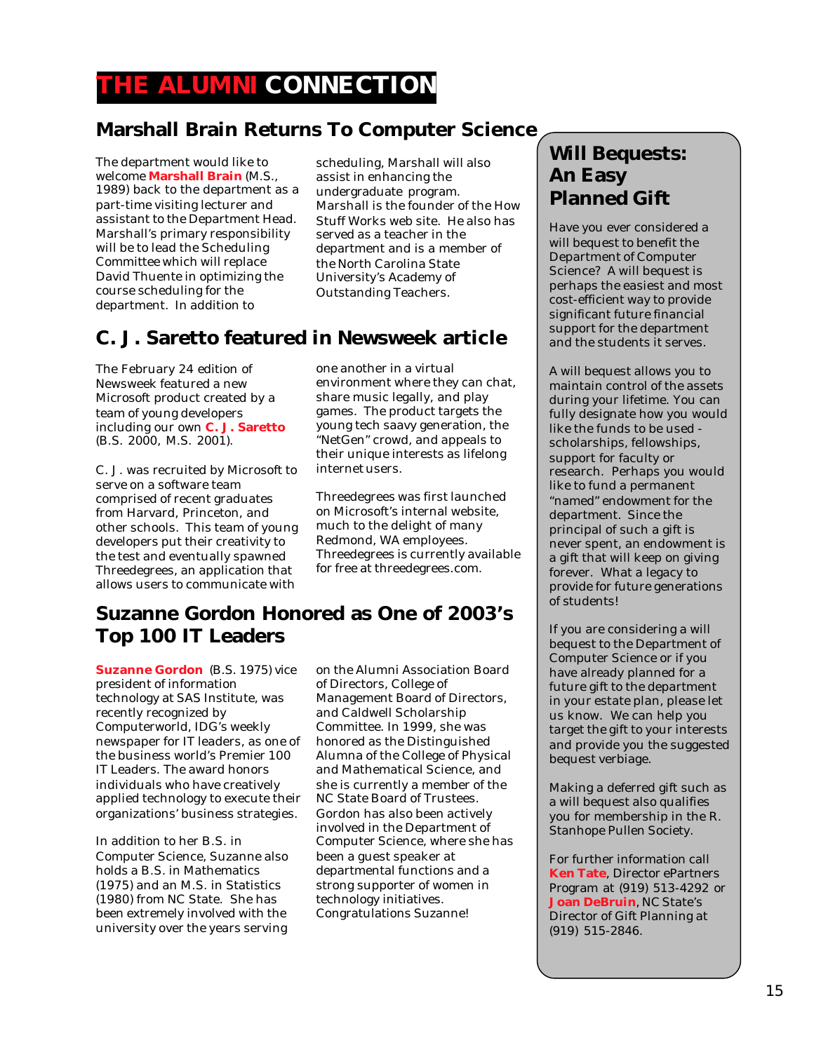# THE ALUMNI CONNECTION

## Marshall Brain Returns To Computer Science

The department would like to welcome **Marshall Brain** (M.S., 1989) back to the department as a part-time visiting lecturer and assistant to the Department Head. Marshall's primary responsibility will be to lead the Scheduling Committee which will replace David Thuente in optimizing the course scheduling for the department. In addition to scheduling, Marshall will also assist in enhancing the undergraduate program. Marshall is the founder of the How Stuff Works web site. He also has served as a teacher in the department and is a member of the North Carolina State University's Academy of Outstanding Teachers.

## C. J. Saretto featured in Newsweek article

The February 24 edition of Newsweek featured a new Microsoft product created by a team of young developers including our own **C. J. Saretto** (B.S. 2000, M.S. 2001).

C. J. was recruited by Microsoft to serve on a software team comprised of recent graduates from Harvard, Princeton, and other schools. This team of young developers put their creativity to the test and eventually spawned Threedegrees, an application that allows users to communicate with one another in a virtual environment where they can chat, share music legally, and play games. The product targets the young tech saavy generation, the "NetGen" crowd, and appeals to their unique interests as lifelong internet users.

Threedegrees was first launched on Microsoft's internal website, much to the delight of many Redmond, WA employees. Threedegrees is currently available for free at threedegrees.com.

## Suzanne Gordon Honored as One of 2003's Top 100 IT Leaders

**Suzanne Gordon** (B.S. 1975) vice president of information technology at SAS Institute, was recently recognized by Computerworld, IDG's weekly newspaper for IT leaders, as one of the business world's Premier 100 IT Leaders. The award honors individuals who have creatively applied technology to execute their organizations' business strategies.

In addition to her B.S. in Computer Science, Suzanne also holds a B.S. in Mathematics (1975) and an M.S. in Statistics (1980) from NC State. She has been extremely involved with the university over the years serving on the Alumni Association Board of Directors, College of Management Board of Directors, and Caldwell Scholarship Committee. In 1999, she was honored as the Distinguished Alumna of the College of Physical and Mathematical Science, and she is currently a member of the NC State Board of Trustees. Gordon has also been actively involved in the Department of Computer Science, where she has been a guest speaker at departmental functions and a strong supporter of women in technology initiatives. Congratulations Suzanne!

## Will Bequests: An Easy Planned Gift

Have you ever considered a will bequest to benefit the Department of Computer Science? A will bequest is perhaps the easiest and most cost-efficient way to provide significant future financial support for the department and the students it serves.

A will bequest allows you to maintain control of the assets during your lifetime. You can fully designate how you would like the funds to be used - scholarships, fellowships, support for faculty or research. Perhaps you would like to fund a permanent "named" endowment for the department. Since the principal of such a gift is never spent, an endowment is a gift that will keep on giving forever. What a legacy to provide for future generations of students!

If you are considering a will bequest to the Department of Computer Science or if you have already planned for a future gift to the department in your estate plan, please let us know. We can help you target the gift to your interests and provide you the suggested bequest verbiage.

Making a deferred gift such as a will bequest also qualifies you for membership in the R. Stanhope Pullen Society.

For further information call **Ken Tate**, Director ePartners Program at (919) 513-4292 or **Joan DeBruin**, NC State's Director of Gift Planning at (919) 515-2846.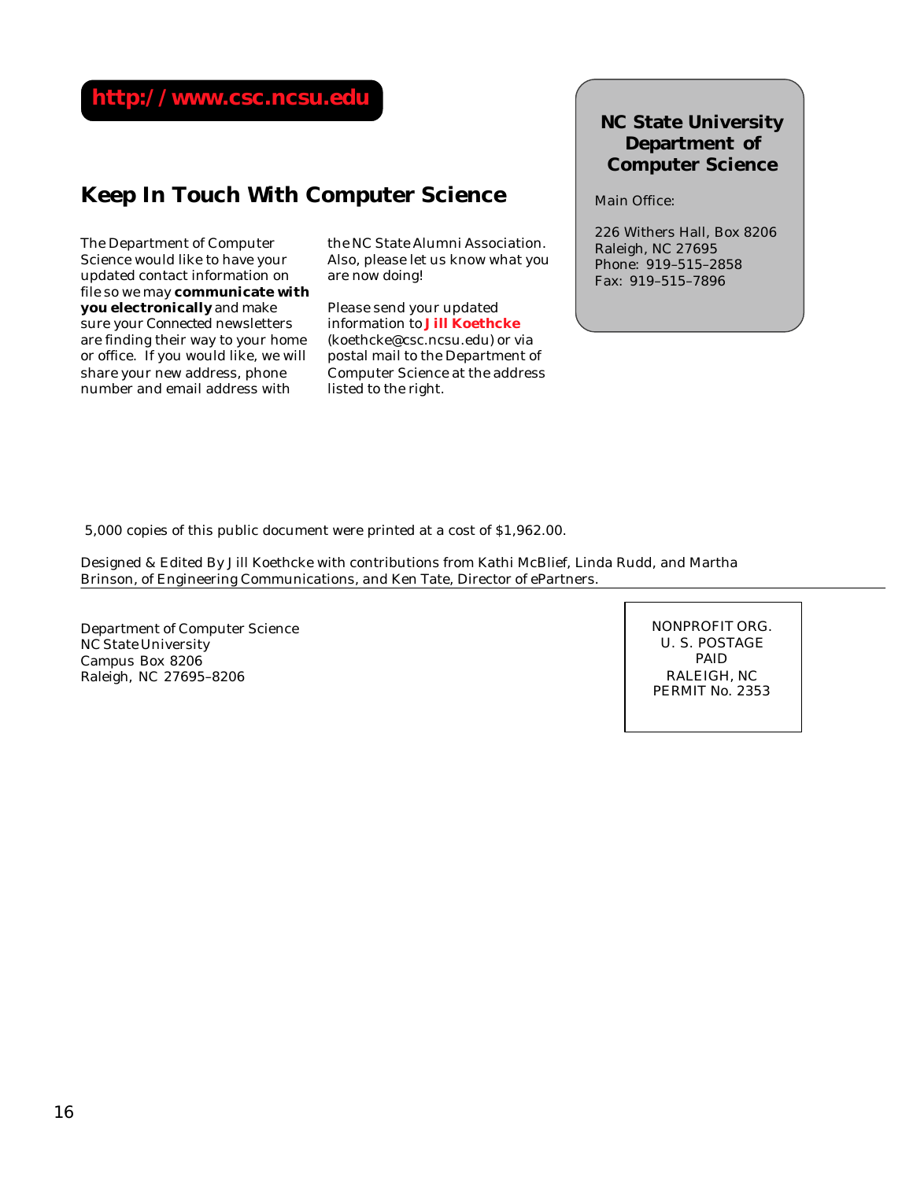**http://www.csc.ncsu.edu**

## Keep In Touch With Computer Science

The Department of Computer Science would like to have your updated contact information on file so we may **communicate with you electronically** and make sure your Connected newsletters are finding their way to your home or office. If you would like, we will share your new address, phone number and email address with the NC State Alumni Association. Also, please let us know what you are now doing!

Please send your updated information to **Jill Koethcke** (koethcke@csc.ncsu.edu) or via postal mail to the Department of Computer Science at the address listed to the right.

### NC State University Department of Computer Science

Main Office:

226 Withers Hall, Box 8206
Raleigh, NC 27695
Phone: 919–515–2858
Fax: 919–515–7896

5,000 copies of this public document were printed at a cost of $1,962.00.

Designed & Edited By Jill Koethcke with contributions from Kathi McBlief, Linda Rudd, and Martha Brinson, of Engineering Communications, and Ken Tate, Director of ePartners.

---

Department of Computer Science
NC State University
Campus Box 8206
Raleigh, NC 27695–8206

NONPROFIT ORG.
U. S. POSTAGE
PAID
RALEIGH, NC
PERMIT No. 2353